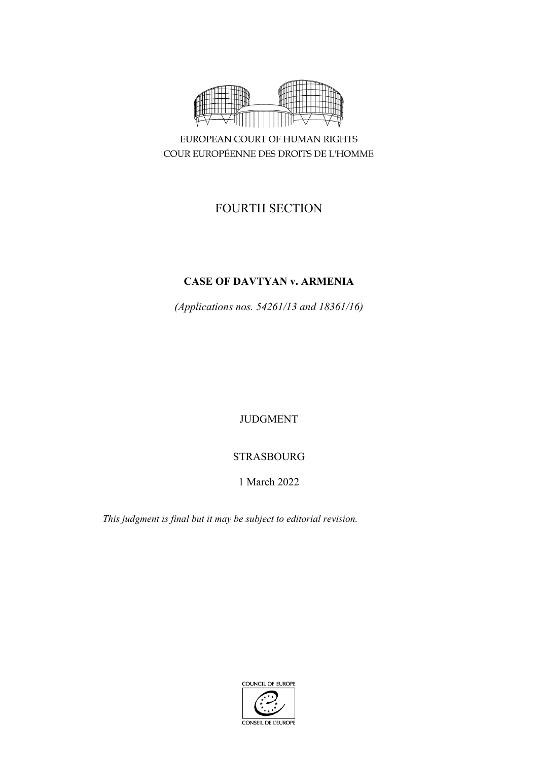EUROPEAN COURT OF HUMAN RIGHTS
COUR EUROPÉENNE DES DROITS DE L'HOMME

FOURTH SECTION

**CASE OF DAVTYAN v. ARMENIA**

*(Applications nos. 54261/13 and 18361/16)*

JUDGMENT

STRASBOURG

1 March 2022

*This judgment is final but it may be subject to editorial revision.*

COUNCIL OF EUROPE
CONSEIL DE L'EUROPE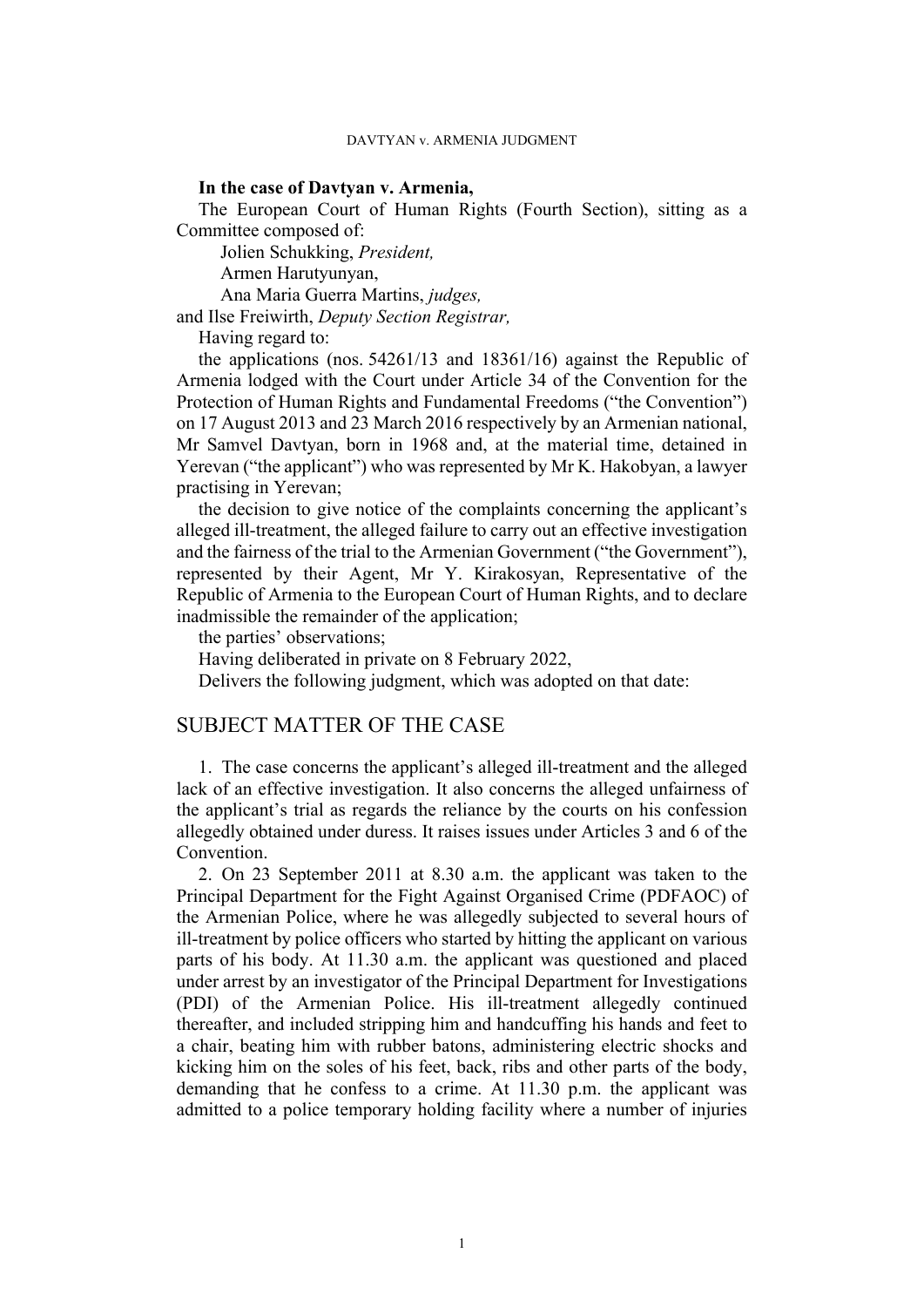**In the case of Davtyan v. Armenia,**

The European Court of Human Rights (Fourth Section), sitting as a Committee composed of:

Jolien Schukking, *President,*
Armen Harutyunyan,
Ana Maria Guerra Martins, *judges,*
and Ilse Freiwirth, *Deputy Section Registrar,*

Having regard to:

the applications (nos. 54261/13 and 18361/16) against the Republic of Armenia lodged with the Court under Article 34 of the Convention for the Protection of Human Rights and Fundamental Freedoms ("the Convention") on 17 August 2013 and 23 March 2016 respectively by an Armenian national, Mr Samvel Davtyan, born in 1968 and, at the material time, detained in Yerevan ("the applicant") who was represented by Mr K. Hakobyan, a lawyer practising in Yerevan;

the decision to give notice of the complaints concerning the applicant's alleged ill-treatment, the alleged failure to carry out an effective investigation and the fairness of the trial to the Armenian Government ("the Government"), represented by their Agent, Mr Y. Kirakosyan, Representative of the Republic of Armenia to the European Court of Human Rights, and to declare inadmissible the remainder of the application;

the parties' observations;

Having deliberated in private on 8 February 2022,

Delivers the following judgment, which was adopted on that date:

## SUBJECT MATTER OF THE CASE

1. The case concerns the applicant's alleged ill-treatment and the alleged lack of an effective investigation. It also concerns the alleged unfairness of the applicant's trial as regards the reliance by the courts on his confession allegedly obtained under duress. It raises issues under Articles 3 and 6 of the Convention.

2. On 23 September 2011 at 8.30 a.m. the applicant was taken to the Principal Department for the Fight Against Organised Crime (PDFAOC) of the Armenian Police, where he was allegedly subjected to several hours of ill-treatment by police officers who started by hitting the applicant on various parts of his body. At 11.30 a.m. the applicant was questioned and placed under arrest by an investigator of the Principal Department for Investigations (PDI) of the Armenian Police. His ill-treatment allegedly continued thereafter, and included stripping him and handcuffing his hands and feet to a chair, beating him with rubber batons, administering electric shocks and kicking him on the soles of his feet, back, ribs and other parts of the body, demanding that he confess to a crime. At 11.30 p.m. the applicant was admitted to a police temporary holding facility where a number of injuries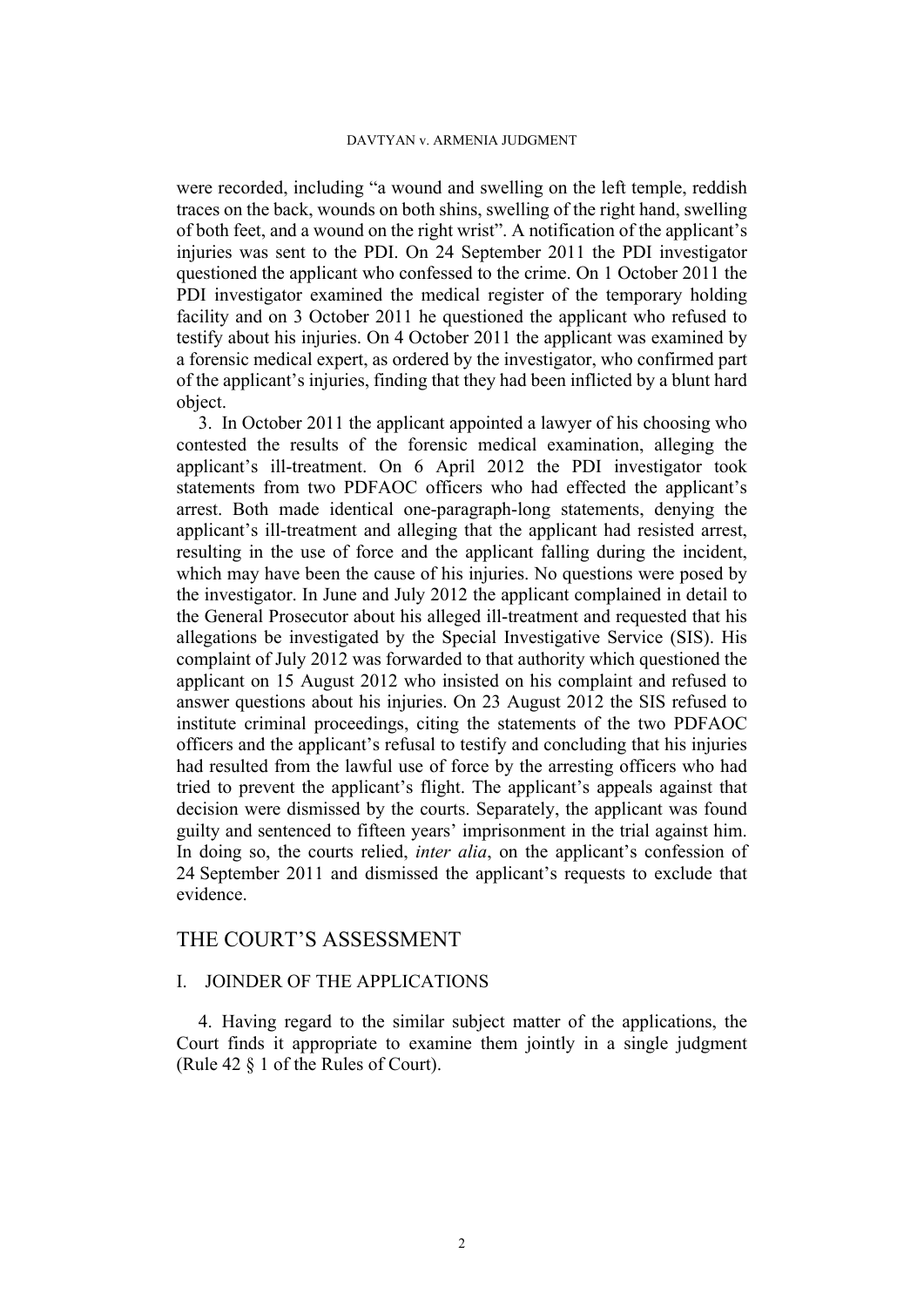were recorded, including "a wound and swelling on the left temple, reddish traces on the back, wounds on both shins, swelling of the right hand, swelling of both feet, and a wound on the right wrist". A notification of the applicant's injuries was sent to the PDI. On 24 September 2011 the PDI investigator questioned the applicant who confessed to the crime. On 1 October 2011 the PDI investigator examined the medical register of the temporary holding facility and on 3 October 2011 he questioned the applicant who refused to testify about his injuries. On 4 October 2011 the applicant was examined by a forensic medical expert, as ordered by the investigator, who confirmed part of the applicant's injuries, finding that they had been inflicted by a blunt hard object.

3. In October 2011 the applicant appointed a lawyer of his choosing who contested the results of the forensic medical examination, alleging the applicant's ill-treatment. On 6 April 2012 the PDI investigator took statements from two PDFAOC officers who had effected the applicant's arrest. Both made identical one-paragraph-long statements, denying the applicant's ill-treatment and alleging that the applicant had resisted arrest, resulting in the use of force and the applicant falling during the incident, which may have been the cause of his injuries. No questions were posed by the investigator. In June and July 2012 the applicant complained in detail to the General Prosecutor about his alleged ill-treatment and requested that his allegations be investigated by the Special Investigative Service (SIS). His complaint of July 2012 was forwarded to that authority which questioned the applicant on 15 August 2012 who insisted on his complaint and refused to answer questions about his injuries. On 23 August 2012 the SIS refused to institute criminal proceedings, citing the statements of the two PDFAOC officers and the applicant's refusal to testify and concluding that his injuries had resulted from the lawful use of force by the arresting officers who had tried to prevent the applicant's flight. The applicant's appeals against that decision were dismissed by the courts. Separately, the applicant was found guilty and sentenced to fifteen years' imprisonment in the trial against him. In doing so, the courts relied, *inter alia*, on the applicant's confession of 24 September 2011 and dismissed the applicant's requests to exclude that evidence.

## THE COURT'S ASSESSMENT

### I. JOINDER OF THE APPLICATIONS

4. Having regard to the similar subject matter of the applications, the Court finds it appropriate to examine them jointly in a single judgment (Rule 42 § 1 of the Rules of Court).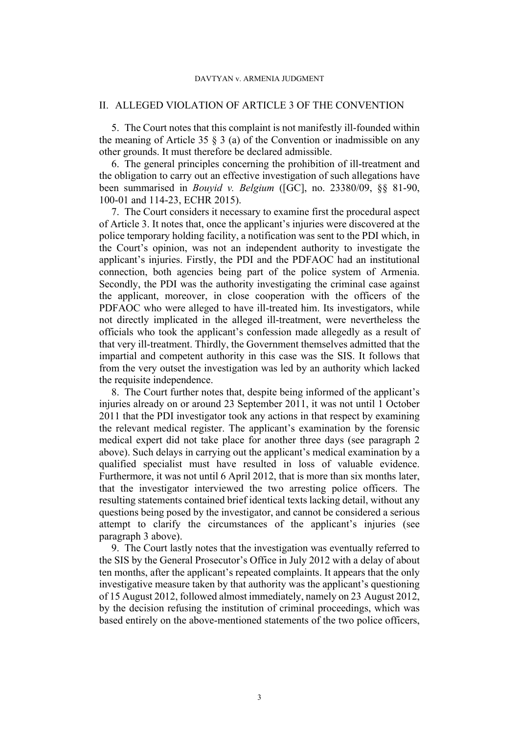## II. ALLEGED VIOLATION OF ARTICLE 3 OF THE CONVENTION

5. The Court notes that this complaint is not manifestly ill-founded within the meaning of Article 35 § 3 (a) of the Convention or inadmissible on any other grounds. It must therefore be declared admissible.

6. The general principles concerning the prohibition of ill-treatment and the obligation to carry out an effective investigation of such allegations have been summarised in *Bouyid v. Belgium* ([GC], no. 23380/09, §§ 81-90, 100-01 and 114-23, ECHR 2015).

7. The Court considers it necessary to examine first the procedural aspect of Article 3. It notes that, once the applicant's injuries were discovered at the police temporary holding facility, a notification was sent to the PDI which, in the Court's opinion, was not an independent authority to investigate the applicant's injuries. Firstly, the PDI and the PDFAOC had an institutional connection, both agencies being part of the police system of Armenia. Secondly, the PDI was the authority investigating the criminal case against the applicant, moreover, in close cooperation with the officers of the PDFAOC who were alleged to have ill-treated him. Its investigators, while not directly implicated in the alleged ill-treatment, were nevertheless the officials who took the applicant's confession made allegedly as a result of that very ill-treatment. Thirdly, the Government themselves admitted that the impartial and competent authority in this case was the SIS. It follows that from the very outset the investigation was led by an authority which lacked the requisite independence.

8. The Court further notes that, despite being informed of the applicant's injuries already on or around 23 September 2011, it was not until 1 October 2011 that the PDI investigator took any actions in that respect by examining the relevant medical register. The applicant's examination by the forensic medical expert did not take place for another three days (see paragraph 2 above). Such delays in carrying out the applicant's medical examination by a qualified specialist must have resulted in loss of valuable evidence. Furthermore, it was not until 6 April 2012, that is more than six months later, that the investigator interviewed the two arresting police officers. The resulting statements contained brief identical texts lacking detail, without any questions being posed by the investigator, and cannot be considered a serious attempt to clarify the circumstances of the applicant's injuries (see paragraph 3 above).

9. The Court lastly notes that the investigation was eventually referred to the SIS by the General Prosecutor's Office in July 2012 with a delay of about ten months, after the applicant's repeated complaints. It appears that the only investigative measure taken by that authority was the applicant's questioning of 15 August 2012, followed almost immediately, namely on 23 August 2012, by the decision refusing the institution of criminal proceedings, which was based entirely on the above-mentioned statements of the two police officers,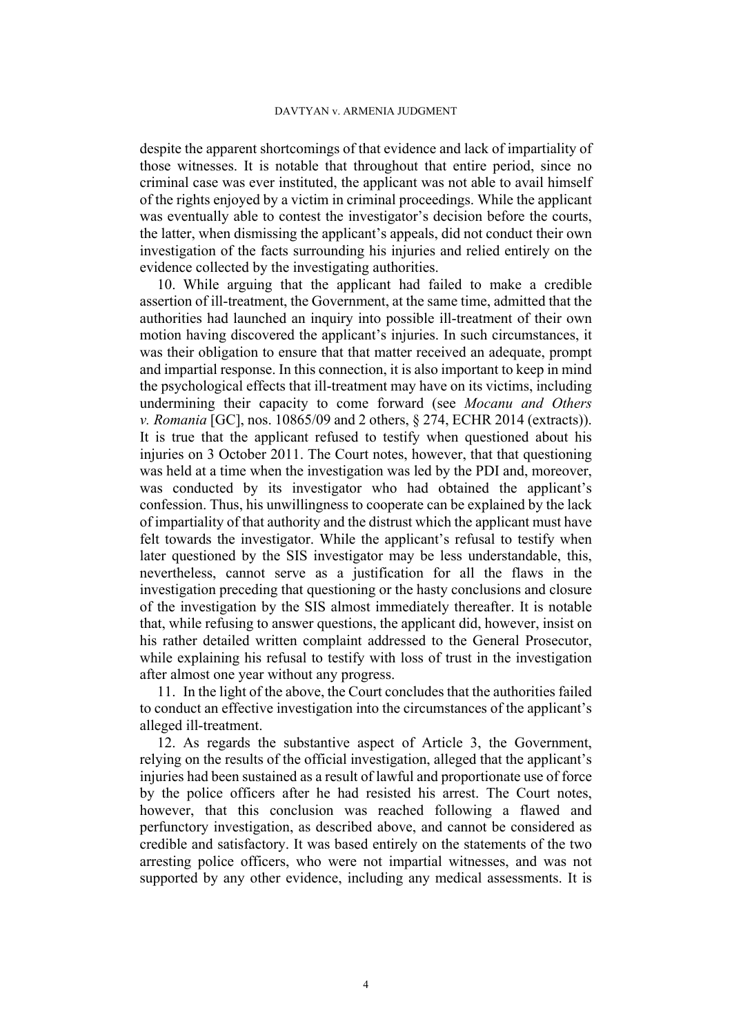despite the apparent shortcomings of that evidence and lack of impartiality of those witnesses. It is notable that throughout that entire period, since no criminal case was ever instituted, the applicant was not able to avail himself of the rights enjoyed by a victim in criminal proceedings. While the applicant was eventually able to contest the investigator's decision before the courts, the latter, when dismissing the applicant's appeals, did not conduct their own investigation of the facts surrounding his injuries and relied entirely on the evidence collected by the investigating authorities.

10. While arguing that the applicant had failed to make a credible assertion of ill-treatment, the Government, at the same time, admitted that the authorities had launched an inquiry into possible ill-treatment of their own motion having discovered the applicant's injuries. In such circumstances, it was their obligation to ensure that that matter received an adequate, prompt and impartial response. In this connection, it is also important to keep in mind the psychological effects that ill-treatment may have on its victims, including undermining their capacity to come forward (see *Mocanu and Others v. Romania* [GC], nos. 10865/09 and 2 others, § 274, ECHR 2014 (extracts)). It is true that the applicant refused to testify when questioned about his injuries on 3 October 2011. The Court notes, however, that that questioning was held at a time when the investigation was led by the PDI and, moreover, was conducted by its investigator who had obtained the applicant's confession. Thus, his unwillingness to cooperate can be explained by the lack of impartiality of that authority and the distrust which the applicant must have felt towards the investigator. While the applicant's refusal to testify when later questioned by the SIS investigator may be less understandable, this, nevertheless, cannot serve as a justification for all the flaws in the investigation preceding that questioning or the hasty conclusions and closure of the investigation by the SIS almost immediately thereafter. It is notable that, while refusing to answer questions, the applicant did, however, insist on his rather detailed written complaint addressed to the General Prosecutor, while explaining his refusal to testify with loss of trust in the investigation after almost one year without any progress.

11. In the light of the above, the Court concludes that the authorities failed to conduct an effective investigation into the circumstances of the applicant's alleged ill-treatment.

12. As regards the substantive aspect of Article 3, the Government, relying on the results of the official investigation, alleged that the applicant's injuries had been sustained as a result of lawful and proportionate use of force by the police officers after he had resisted his arrest. The Court notes, however, that this conclusion was reached following a flawed and perfunctory investigation, as described above, and cannot be considered as credible and satisfactory. It was based entirely on the statements of the two arresting police officers, who were not impartial witnesses, and was not supported by any other evidence, including any medical assessments. It is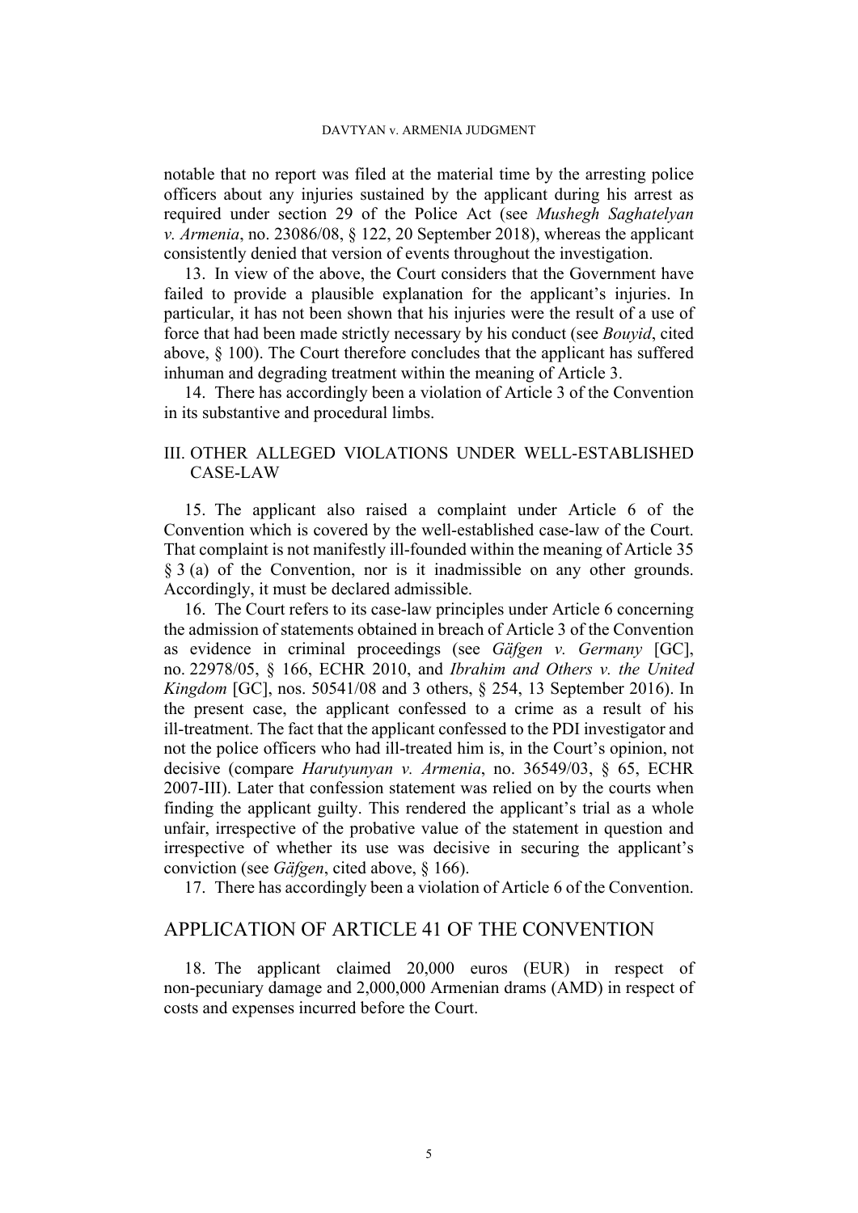notable that no report was filed at the material time by the arresting police officers about any injuries sustained by the applicant during his arrest as required under section 29 of the Police Act (see *Mushegh Saghatelyan v. Armenia*, no. 23086/08, § 122, 20 September 2018), whereas the applicant consistently denied that version of events throughout the investigation.

13. In view of the above, the Court considers that the Government have failed to provide a plausible explanation for the applicant's injuries. In particular, it has not been shown that his injuries were the result of a use of force that had been made strictly necessary by his conduct (see *Bouyid*, cited above, § 100). The Court therefore concludes that the applicant has suffered inhuman and degrading treatment within the meaning of Article 3.

14. There has accordingly been a violation of Article 3 of the Convention in its substantive and procedural limbs.

## III. OTHER ALLEGED VIOLATIONS UNDER WELL-ESTABLISHED CASE-LAW

15. The applicant also raised a complaint under Article 6 of the Convention which is covered by the well-established case-law of the Court. That complaint is not manifestly ill-founded within the meaning of Article 35 § 3 (a) of the Convention, nor is it inadmissible on any other grounds. Accordingly, it must be declared admissible.

16. The Court refers to its case-law principles under Article 6 concerning the admission of statements obtained in breach of Article 3 of the Convention as evidence in criminal proceedings (see *Gäfgen v. Germany* [GC], no. 22978/05, § 166, ECHR 2010, and *Ibrahim and Others v. the United Kingdom* [GC], nos. 50541/08 and 3 others, § 254, 13 September 2016). In the present case, the applicant confessed to a crime as a result of his ill-treatment. The fact that the applicant confessed to the PDI investigator and not the police officers who had ill-treated him is, in the Court's opinion, not decisive (compare *Harutyunyan v. Armenia*, no. 36549/03, § 65, ECHR 2007-III). Later that confession statement was relied on by the courts when finding the applicant guilty. This rendered the applicant's trial as a whole unfair, irrespective of the probative value of the statement in question and irrespective of whether its use was decisive in securing the applicant's conviction (see *Gäfgen*, cited above, § 166).

17. There has accordingly been a violation of Article 6 of the Convention.

# APPLICATION OF ARTICLE 41 OF THE CONVENTION

18. The applicant claimed 20,000 euros (EUR) in respect of non-pecuniary damage and 2,000,000 Armenian drams (AMD) in respect of costs and expenses incurred before the Court.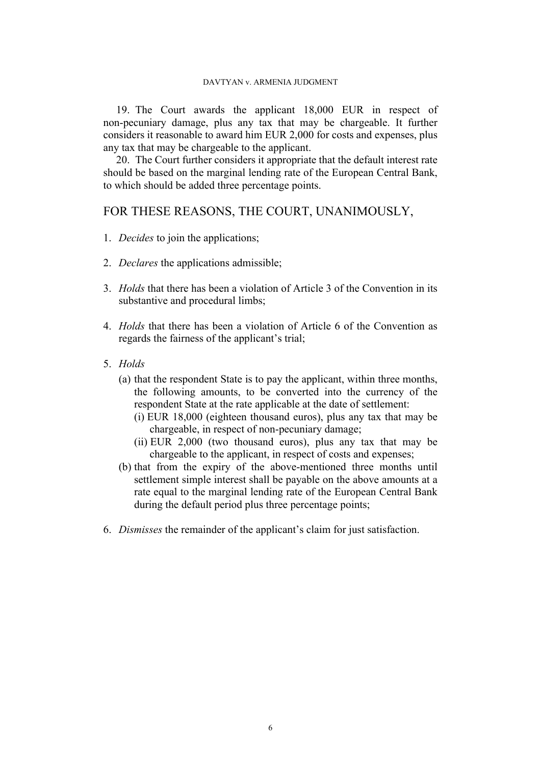19. The Court awards the applicant 18,000 EUR in respect of non-pecuniary damage, plus any tax that may be chargeable. It further considers it reasonable to award him EUR 2,000 for costs and expenses, plus any tax that may be chargeable to the applicant.

20. The Court further considers it appropriate that the default interest rate should be based on the marginal lending rate of the European Central Bank, to which should be added three percentage points.

## FOR THESE REASONS, THE COURT, UNANIMOUSLY,

1. *Decides* to join the applications;

2. *Declares* the applications admissible;

3. *Holds* that there has been a violation of Article 3 of the Convention in its substantive and procedural limbs;

4. *Holds* that there has been a violation of Article 6 of the Convention as regards the fairness of the applicant's trial;

5. *Holds*
   (a) that the respondent State is to pay the applicant, within three months, the following amounts, to be converted into the currency of the respondent State at the rate applicable at the date of settlement:
      (i) EUR 18,000 (eighteen thousand euros), plus any tax that may be chargeable, in respect of non-pecuniary damage;
      (ii) EUR 2,000 (two thousand euros), plus any tax that may be chargeable to the applicant, in respect of costs and expenses;
   (b) that from the expiry of the above-mentioned three months until settlement simple interest shall be payable on the above amounts at a rate equal to the marginal lending rate of the European Central Bank during the default period plus three percentage points;

6. *Dismisses* the remainder of the applicant's claim for just satisfaction.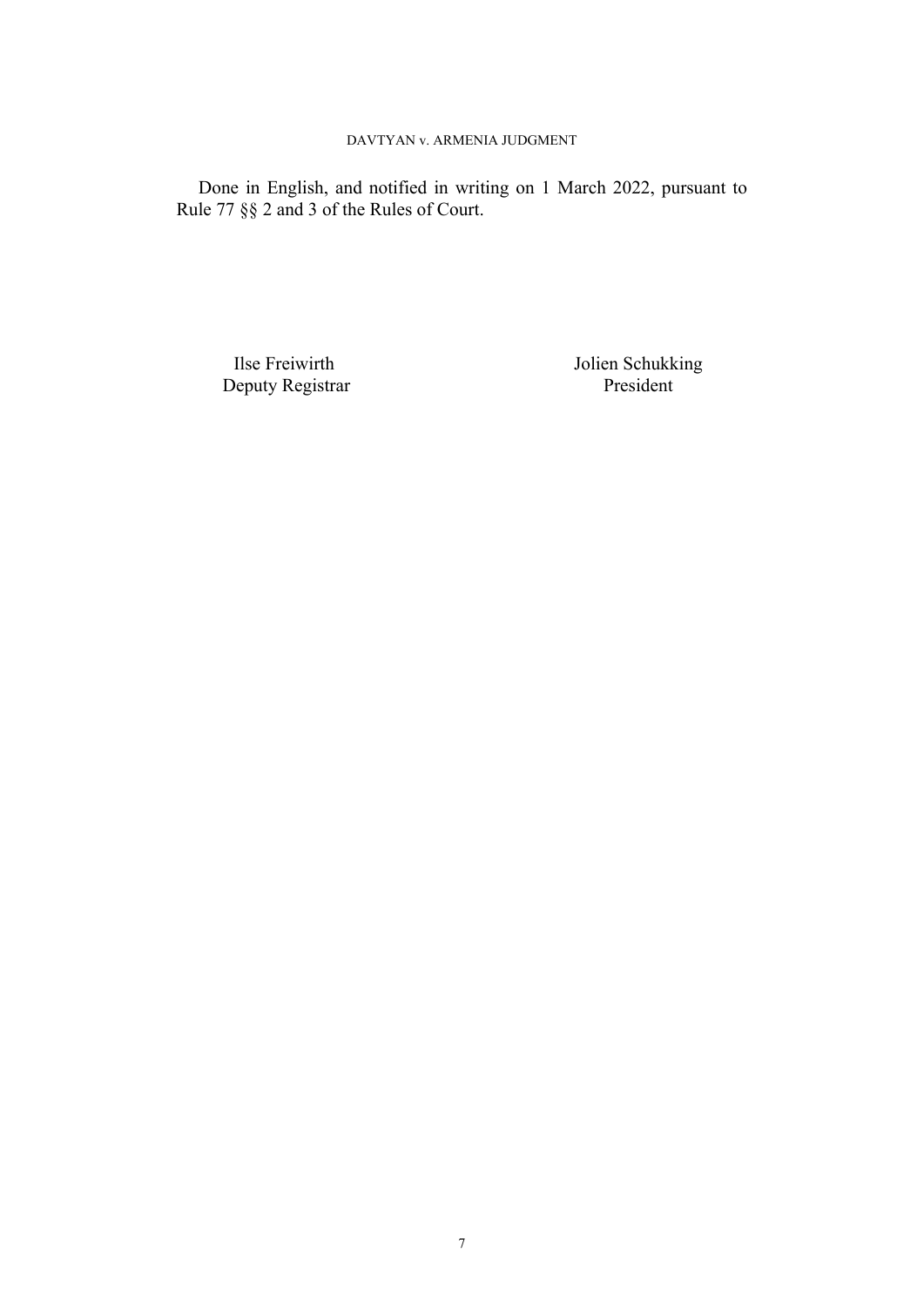Done in English, and notified in writing on 1 March 2022, pursuant to Rule 77 §§ 2 and 3 of the Rules of Court.

| | |
|---|---|
| Ilse Freiwirth<br>Deputy Registrar | Jolien Schukking<br>President |